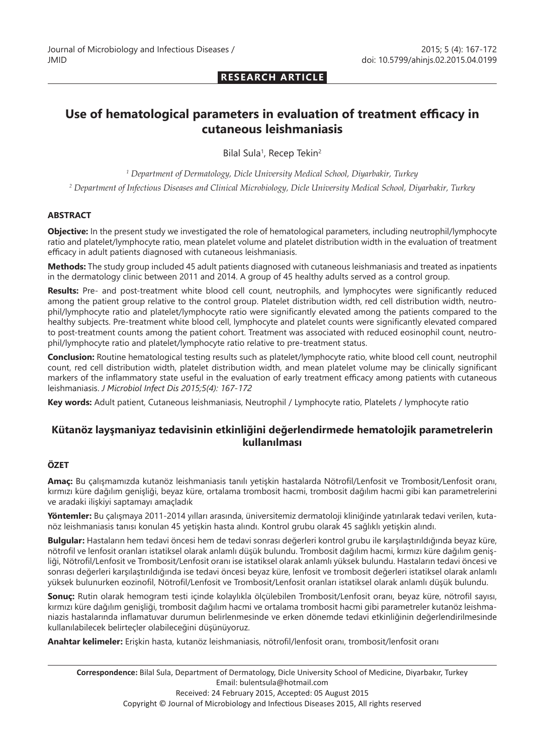**RESEARCH ARTICLE**

# Use of hematological parameters in evaluation of treatment efficacy in cutaneous leishmaniasis

Bilal Sula[1], Recep Tekin[2]

[1] *Department of Dermatology, Dicle University Medical School, Diyarbakir, Turkey*

[2] *Department of Infectious Diseases and Clinical Microbiology, Dicle University Medical School, Diyarbakir, Turkey*

## ABSTRACT

**Objective:** In the present study we investigated the role of hematological parameters, including neutrophil/lymphocyte ratio and platelet/lymphocyte ratio, mean platelet volume and platelet distribution width in the evaluation of treatment efficacy in adult patients diagnosed with cutaneous leishmaniasis.

**Methods:** The study group included 45 adult patients diagnosed with cutaneous leishmaniasis and treated as inpatients in the dermatology clinic between 2011 and 2014. A group of 45 healthy adults served as a control group.

**Results:** Pre- and post-treatment white blood cell count, neutrophils, and lymphocytes were significantly reduced among the patient group relative to the control group. Platelet distribution width, red cell distribution width, neutrophil/lymphocyte ratio and platelet/lymphocyte ratio were significantly elevated among the patients compared to the healthy subjects. Pre-treatment white blood cell, lymphocyte and platelet counts were significantly elevated compared to post-treatment counts among the patient cohort. Treatment was associated with reduced eosinophil count, neutrophil/lymphocyte ratio and platelet/lymphocyte ratio relative to pre-treatment status.

**Conclusion:** Routine hematological testing results such as platelet/lymphocyte ratio, white blood cell count, neutrophil count, red cell distribution width, platelet distribution width, and mean platelet volume may be clinically significant markers of the inflammatory state useful in the evaluation of early treatment efficacy among patients with cutaneous leishmaniasis. *J Microbiol Infect Dis 2015;5(4): 167-172*

**Key words:** Adult patient, Cutaneous leishmaniasis, Neutrophil / Lymphocyte ratio, Platelets / lymphocyte ratio

## Kütanöz layşmaniyaz tedavisinin etkinliğini değerlendirmede hematolojik parametrelerin kullanılması

## ÖZET

**Amaç:** Bu çalışmamızda kutanöz leishmaniasis tanılı yetişkin hastalarda Nötrofil/Lenfosit ve Trombosit/Lenfosit oranı, kırmızı küre dağılım genişliği, beyaz küre, ortalama trombosit hacmi, trombosit dağılım hacmi gibi kan parametrelerini ve aradaki ilişkiyi saptamayı amaçladık

**Yöntemler:** Bu çalışmaya 2011-2014 yılları arasında, üniversitemiz dermatoloji kliniğinde yatırılarak tedavi verilen, kutanöz leishmaniasis tanısı konulan 45 yetişkin hasta alındı. Kontrol grubu olarak 45 sağlıklı yetişkin alındı.

**Bulgular:** Hastaların hem tedavi öncesi hem de tedavi sonrası değerleri kontrol grubu ile karşılaştırıldığında beyaz küre, nötrofil ve lenfosit oranları istatiksel olarak anlamlı düşük bulundu. Trombosit dağılım hacmi, kırmızı küre dağılım genişliği, Nötrofil/Lenfosit ve Trombosit/Lenfosit oranı ise istatiksel olarak anlamlı yüksek bulundu. Hastaların tedavi öncesi ve sonrası değerleri karşılaştırıldığında ise tedavi öncesi beyaz küre, lenfosit ve trombosit değerleri istatiksel olarak anlamlı yüksek bulunurken eozinofil, Nötrofil/Lenfosit ve Trombosit/Lenfosit oranları istatiksel olarak anlamlı düşük bulundu.

**Sonuç:** Rutin olarak hemogram testi içinde kolaylıkla ölçülebilen Trombosit/Lenfosit oranı, beyaz küre, nötrofil sayısı, kırmızı küre dağılım genişliği, trombosit dağılım hacmi ve ortalama trombosit hacmi gibi parametreler kutanöz leishmaniazis hastalarında inflamatuvar durumun belirlenmesinde ve erken dönemde tedavi etkinliğinin değerlendirilmesinde kullanılabilecek belirteçler olabileceğini düşünüyoruz.

**Anahtar kelimeler:** Erişkin hasta, kutanöz leishmaniasis, nötrofil/lenfosit oranı, trombosit/lenfosit oranı

---

**Correspondence:** Bilal Sula, Department of Dermatology, Dicle University School of Medicine, Diyarbakır, Turkey
Email: bulentsula@hotmail.com
Received: 24 February 2015, Accepted: 05 August 2015
Copyright © Journal of Microbiology and Infectious Diseases 2015, All rights reserved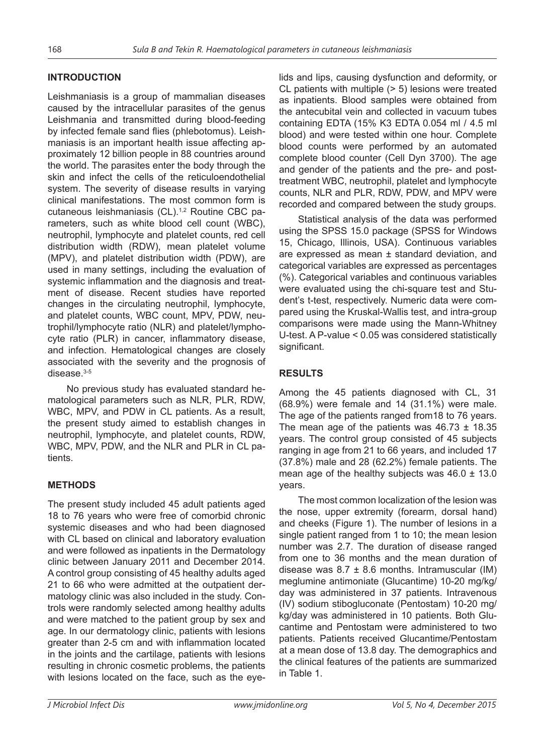## INTRODUCTION

Leishmaniasis is a group of mammalian diseases caused by the intracellular parasites of the genus Leishmania and transmitted during blood-feeding by infected female sand flies (phlebotomus). Leishmaniasis is an important health issue affecting approximately 12 billion people in 88 countries around the world. The parasites enter the body through the skin and infect the cells of the reticuloendothelial system. The severity of disease results in varying clinical manifestations. The most common form is cutaneous leishmaniasis (CL).[1,2] Routine CBC parameters, such as white blood cell count (WBC), neutrophil, lymphocyte and platelet counts, red cell distribution width (RDW), mean platelet volume (MPV), and platelet distribution width (PDW), are used in many settings, including the evaluation of systemic inflammation and the diagnosis and treatment of disease. Recent studies have reported changes in the circulating neutrophil, lymphocyte, and platelet counts, WBC count, MPV, PDW, neutrophil/lymphocyte ratio (NLR) and platelet/lymphocyte ratio (PLR) in cancer, inflammatory disease, and infection. Hematological changes are closely associated with the severity and the prognosis of disease.[3-5]

No previous study has evaluated standard hematological parameters such as NLR, PLR, RDW, WBC, MPV, and PDW in CL patients. As a result, the present study aimed to establish changes in neutrophil, lymphocyte, and platelet counts, RDW, WBC, MPV, PDW, and the NLR and PLR in CL patients.

## METHODS

The present study included 45 adult patients aged 18 to 76 years who were free of comorbid chronic systemic diseases and who had been diagnosed with CL based on clinical and laboratory evaluation and were followed as inpatients in the Dermatology clinic between January 2011 and December 2014. A control group consisting of 45 healthy adults aged 21 to 66 who were admitted at the outpatient dermatology clinic was also included in the study. Controls were randomly selected among healthy adults and were matched to the patient group by sex and age. In our dermatology clinic, patients with lesions greater than 2-5 cm and with inflammation located in the joints and the cartilage, patients with lesions resulting in chronic cosmetic problems, the patients with lesions located on the face, such as the eyelids and lips, causing dysfunction and deformity, or CL patients with multiple (> 5) lesions were treated as inpatients. Blood samples were obtained from the antecubital vein and collected in vacuum tubes containing EDTA (15% K3 EDTA 0.054 ml / 4.5 ml blood) and were tested within one hour. Complete blood counts were performed by an automated complete blood counter (Cell Dyn 3700). The age and gender of the patients and the pre- and post-treatment WBC, neutrophil, platelet and lymphocyte counts, NLR and PLR, RDW, PDW, and MPV were recorded and compared between the study groups.

Statistical analysis of the data was performed using the SPSS 15.0 package (SPSS for Windows 15, Chicago, Illinois, USA). Continuous variables are expressed as mean ± standard deviation, and categorical variables are expressed as percentages (%). Categorical variables and continuous variables were evaluated using the chi-square test and Student's t-test, respectively. Numeric data were compared using the Kruskal-Wallis test, and intra-group comparisons were made using the Mann-Whitney U-test. A P-value < 0.05 was considered statistically significant.

## RESULTS

Among the 45 patients diagnosed with CL, 31 (68.9%) were female and 14 (31.1%) were male. The age of the patients ranged from18 to 76 years. The mean age of the patients was 46.73 ± 18.35 years. The control group consisted of 45 subjects ranging in age from 21 to 66 years, and included 17 (37.8%) male and 28 (62.2%) female patients. The mean age of the healthy subjects was 46.0 ± 13.0 years.

The most common localization of the lesion was the nose, upper extremity (forearm, dorsal hand) and cheeks (Figure 1). The number of lesions in a single patient ranged from 1 to 10; the mean lesion number was 2.7. The duration of disease ranged from one to 36 months and the mean duration of disease was 8.7 ± 8.6 months. Intramuscular (IM) meglumine antimoniate (Glucantime) 10-20 mg/kg/day was administered in 37 patients. Intravenous (IV) sodium stibogluconate (Pentostam) 10-20 mg/kg/day was administered in 10 patients. Both Glucantime and Pentostam were administered to two patients. Patients received Glucantime/Pentostam at a mean dose of 13.8 day. The demographics and the clinical features of the patients are summarized in Table 1.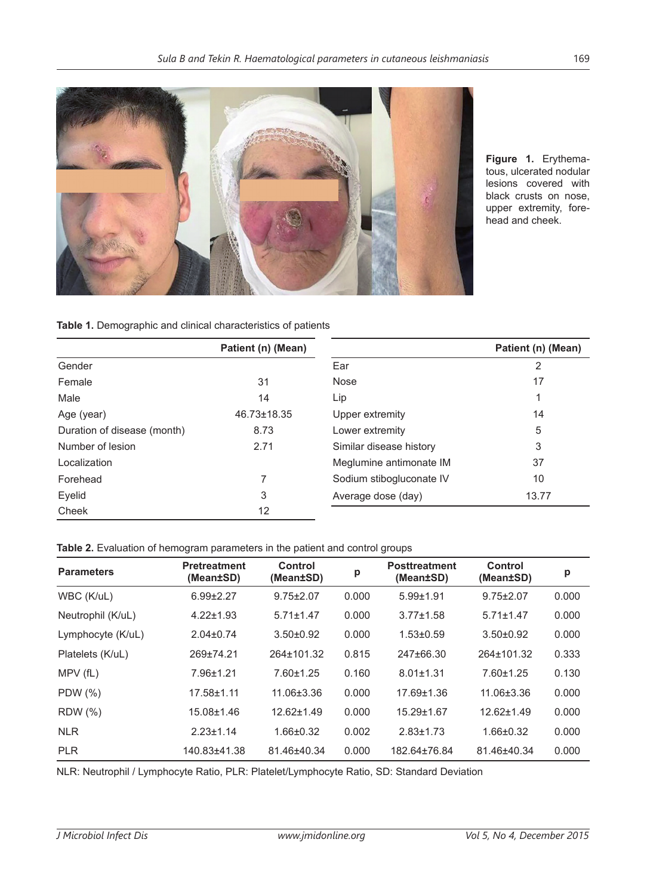Figure 1. Erythematous, ulcerated nodular lesions covered with black crusts on nose, upper extremity, forehead and cheek.

**Table 1.** Demographic and clinical characteristics of patients

| | Patient (n) (Mean) |
|---|---|
| Gender | |
| Female | 31 |
| Male | 14 |
| Age (year) | 46.73±18.35 |
| Duration of disease (month) | 8.73 |
| Number of lesion | 2.71 |
| Localization | |
| Forehead | 7 |
| Eyelid | 3 |
| Cheek | 12 |
| Ear | 2 |
| Nose | 17 |
| Lip | 1 |
| Upper extremity | 14 |
| Lower extremity | 5 |
| Similar disease history | 3 |
| Meglumine antimonate IM | 37 |
| Sodium stibogluconate IV | 10 |
| Average dose (day) | 13.77 |

**Table 2.** Evaluation of hemogram parameters in the patient and control groups

| Parameters | Pretreatment (Mean±SD) | Control (Mean±SD) | p | Posttreatment (Mean±SD) | Control (Mean±SD) | p |
|---|---|---|---|---|---|---|
| WBC (K/uL) | 6.99±2.27 | 9.75±2.07 | 0.000 | 5.99±1.91 | 9.75±2.07 | 0.000 |
| Neutrophil (K/uL) | 4.22±1.93 | 5.71±1.47 | 0.000 | 3.77±1.58 | 5.71±1.47 | 0.000 |
| Lymphocyte (K/uL) | 2.04±0.74 | 3.50±0.92 | 0.000 | 1.53±0.59 | 3.50±0.92 | 0.000 |
| Platelets (K/uL) | 269±74.21 | 264±101.32 | 0.815 | 247±66.30 | 264±101.32 | 0.333 |
| MPV (fL) | 7.96±1.21 | 7.60±1.25 | 0.160 | 8.01±1.31 | 7.60±1.25 | 0.130 |
| PDW (%) | 17.58±1.11 | 11.06±3.36 | 0.000 | 17.69±1.36 | 11.06±3.36 | 0.000 |
| RDW (%) | 15.08±1.46 | 12.62±1.49 | 0.000 | 15.29±1.67 | 12.62±1.49 | 0.000 |
| NLR | 2.23±1.14 | 1.66±0.32 | 0.002 | 2.83±1.73 | 1.66±0.32 | 0.000 |
| PLR | 140.83±41.38 | 81.46±40.34 | 0.000 | 182.64±76.84 | 81.46±40.34 | 0.000 |

NLR: Neutrophil / Lymphocyte Ratio, PLR: Platelet/Lymphocyte Ratio, SD: Standard Deviation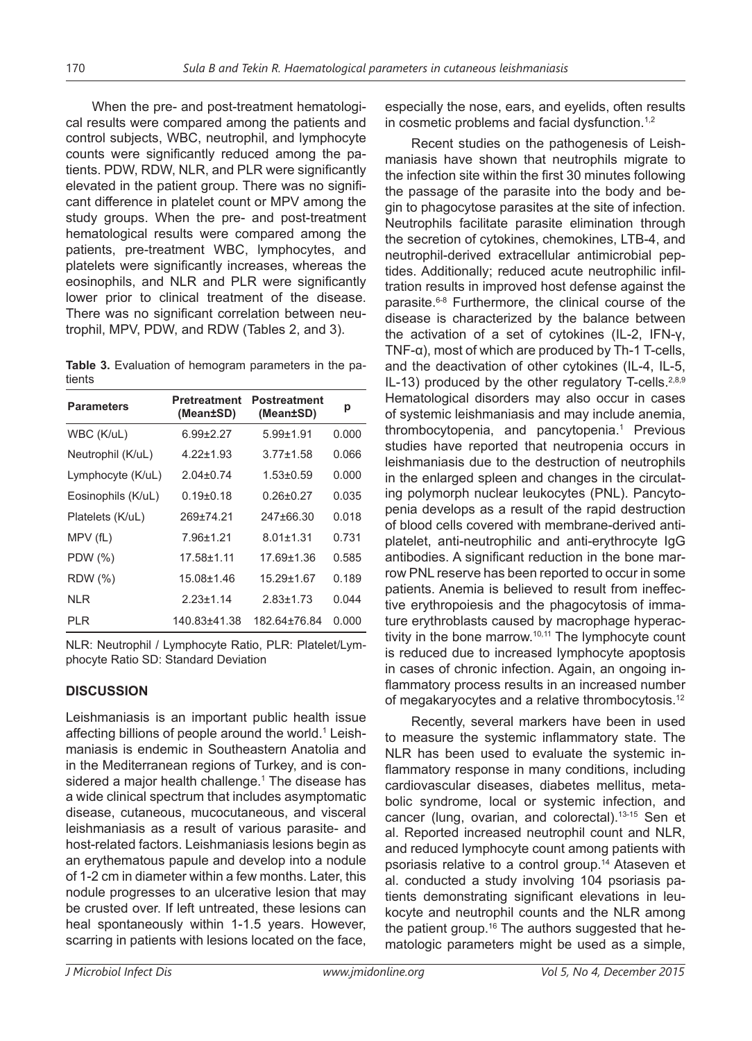When the pre- and post-treatment hematological results were compared among the patients and control subjects, WBC, neutrophil, and lymphocyte counts were significantly reduced among the patients. PDW, RDW, NLR, and PLR were significantly elevated in the patient group. There was no significant difference in platelet count or MPV among the study groups. When the pre- and post-treatment hematological results were compared among the patients, pre-treatment WBC, lymphocytes, and platelets were significantly increases, whereas the eosinophils, and NLR and PLR were significantly lower prior to clinical treatment of the disease. There was no significant correlation between neutrophil, MPV, PDW, and RDW (Tables 2, and 3).

**Table 3.** Evaluation of hemogram parameters in the patients

| Parameters | Pretreatment (Mean±SD) | Postreatment (Mean±SD) | p |
|---|---|---|---|
| WBC (K/uL) | 6.99±2.27 | 5.99±1.91 | 0.000 |
| Neutrophil (K/uL) | 4.22±1.93 | 3.77±1.58 | 0.066 |
| Lymphocyte (K/uL) | 2.04±0.74 | 1.53±0.59 | 0.000 |
| Eosinophils (K/uL) | 0.19±0.18 | 0.26±0.27 | 0.035 |
| Platelets (K/uL) | 269±74.21 | 247±66.30 | 0.018 |
| MPV (fL) | 7.96±1.21 | 8.01±1.31 | 0.731 |
| PDW (%) | 17.58±1.11 | 17.69±1.36 | 0.585 |
| RDW (%) | 15.08±1.46 | 15.29±1.67 | 0.189 |
| NLR | 2.23±1.14 | 2.83±1.73 | 0.044 |
| PLR | 140.83±41.38 | 182.64±76.84 | 0.000 |

NLR: Neutrophil / Lymphocyte Ratio, PLR: Platelet/Lymphocyte Ratio SD: Standard Deviation

## DISCUSSION

Leishmaniasis is an important public health issue affecting billions of people around the world.[1] Leishmaniasis is endemic in Southeastern Anatolia and in the Mediterranean regions of Turkey, and is considered a major health challenge.[1] The disease has a wide clinical spectrum that includes asymptomatic disease, cutaneous, mucocutaneous, and visceral leishmaniasis as a result of various parasite- and host-related factors. Leishmaniasis lesions begin as an erythematous papule and develop into a nodule of 1-2 cm in diameter within a few months. Later, this nodule progresses to an ulcerative lesion that may be crusted over. If left untreated, these lesions can heal spontaneously within 1-1.5 years. However, scarring in patients with lesions located on the face, especially the nose, ears, and eyelids, often results in cosmetic problems and facial dysfunction.[1,2]

Recent studies on the pathogenesis of Leishmaniasis have shown that neutrophils migrate to the infection site within the first 30 minutes following the passage of the parasite into the body and begin to phagocytose parasites at the site of infection. Neutrophils facilitate parasite elimination through the secretion of cytokines, chemokines, LTB-4, and neutrophil-derived extracellular antimicrobial peptides. Additionally; reduced acute neutrophilic infiltration results in improved host defense against the parasite.[6-8] Furthermore, the clinical course of the disease is characterized by the balance between the activation of a set of cytokines (IL-2, IFN-γ, TNF-α), most of which are produced by Th-1 T-cells, and the deactivation of other cytokines (IL-4, IL-5, IL-13) produced by the other regulatory T-cells.[2,8,9] Hematological disorders may also occur in cases of systemic leishmaniasis and may include anemia, thrombocytopenia, and pancytopenia.[1] Previous studies have reported that neutropenia occurs in leishmaniasis due to the destruction of neutrophils in the enlarged spleen and changes in the circulating polymorph nuclear leukocytes (PNL). Pancytopenia develops as a result of the rapid destruction of blood cells covered with membrane-derived antiplatelet, anti-neutrophilic and anti-erythrocyte IgG antibodies. A significant reduction in the bone marrow PNL reserve has been reported to occur in some patients. Anemia is believed to result from ineffective erythropoiesis and the phagocytosis of immature erythroblasts caused by macrophage hyperactivity in the bone marrow.[10,11] The lymphocyte count is reduced due to increased lymphocyte apoptosis in cases of chronic infection. Again, an ongoing inflammatory process results in an increased number of megakaryocytes and a relative thrombocytosis.[12]

Recently, several markers have been in used to measure the systemic inflammatory state. The NLR has been used to evaluate the systemic inflammatory response in many conditions, including cardiovascular diseases, diabetes mellitus, metabolic syndrome, local or systemic infection, and cancer (lung, ovarian, and colorectal).[13-15] Sen et al. Reported increased neutrophil count and NLR, and reduced lymphocyte count among patients with psoriasis relative to a control group.[14] Ataseven et al. conducted a study involving 104 psoriasis patients demonstrating significant elevations in leukocyte and neutrophil counts and the NLR among the patient group.[16] The authors suggested that hematologic parameters might be used as a simple,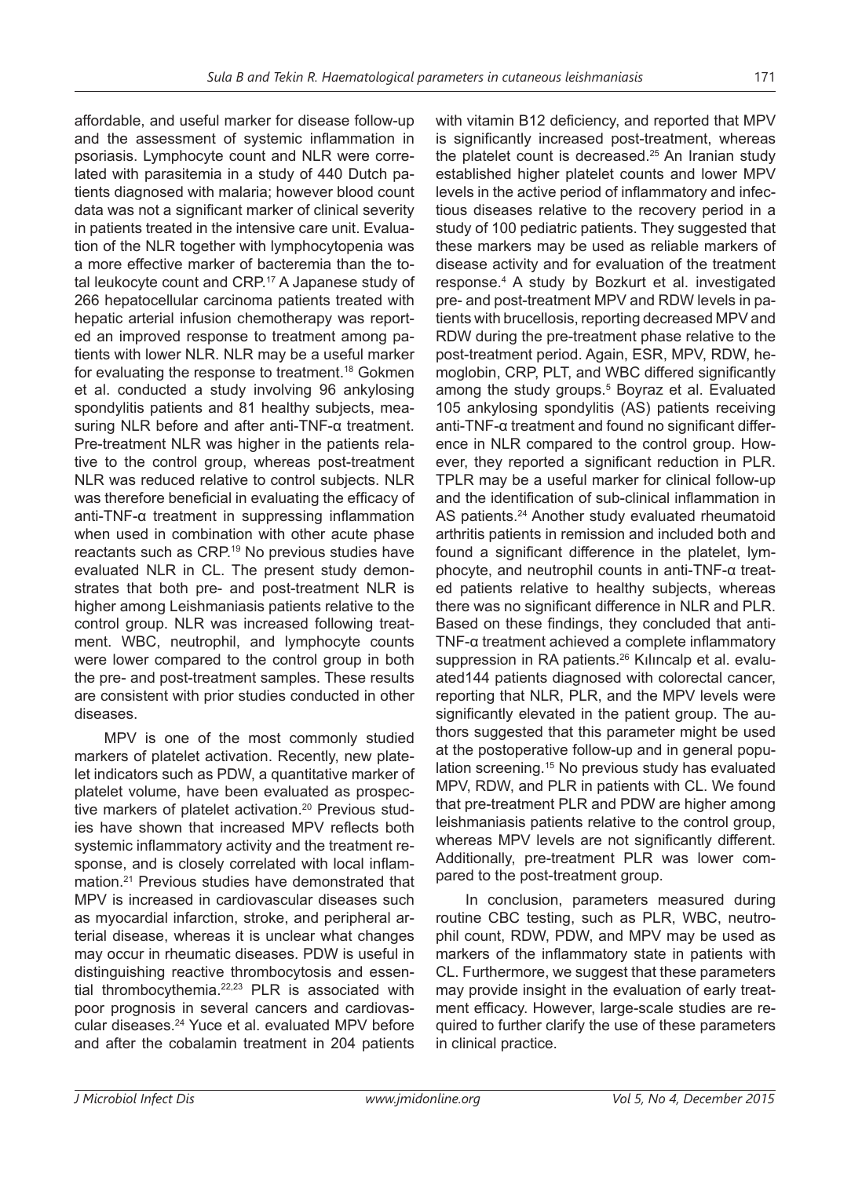affordable, and useful marker for disease follow-up and the assessment of systemic inflammation in psoriasis. Lymphocyte count and NLR were correlated with parasitemia in a study of 440 Dutch patients diagnosed with malaria; however blood count data was not a significant marker of clinical severity in patients treated in the intensive care unit. Evaluation of the NLR together with lymphocytopenia was a more effective marker of bacteremia than the total leukocyte count and CRP.[17] A Japanese study of 266 hepatocellular carcinoma patients treated with hepatic arterial infusion chemotherapy was reported an improved response to treatment among patients with lower NLR. NLR may be a useful marker for evaluating the response to treatment.[18] Gokmen et al. conducted a study involving 96 ankylosing spondylitis patients and 81 healthy subjects, measuring NLR before and after anti-TNF-α treatment. Pre-treatment NLR was higher in the patients relative to the control group, whereas post-treatment NLR was reduced relative to control subjects. NLR was therefore beneficial in evaluating the efficacy of anti-TNF-α treatment in suppressing inflammation when used in combination with other acute phase reactants such as CRP.[19] No previous studies have evaluated NLR in CL. The present study demonstrates that both pre- and post-treatment NLR is higher among Leishmaniasis patients relative to the control group. NLR was increased following treatment. WBC, neutrophil, and lymphocyte counts were lower compared to the control group in both the pre- and post-treatment samples. These results are consistent with prior studies conducted in other diseases.

MPV is one of the most commonly studied markers of platelet activation. Recently, new platelet indicators such as PDW, a quantitative marker of platelet volume, have been evaluated as prospective markers of platelet activation.[20] Previous studies have shown that increased MPV reflects both systemic inflammatory activity and the treatment response, and is closely correlated with local inflammation.[21] Previous studies have demonstrated that MPV is increased in cardiovascular diseases such as myocardial infarction, stroke, and peripheral arterial disease, whereas it is unclear what changes may occur in rheumatic diseases. PDW is useful in distinguishing reactive thrombocytosis and essential thrombocythemia.[22,23] PLR is associated with poor prognosis in several cancers and cardiovascular diseases.[24] Yuce et al. evaluated MPV before and after the cobalamin treatment in 204 patients with vitamin B12 deficiency, and reported that MPV is significantly increased post-treatment, whereas the platelet count is decreased.[25] An Iranian study established higher platelet counts and lower MPV levels in the active period of inflammatory and infectious diseases relative to the recovery period in a study of 100 pediatric patients. They suggested that these markers may be used as reliable markers of disease activity and for evaluation of the treatment response.[4] A study by Bozkurt et al. investigated pre- and post-treatment MPV and RDW levels in patients with brucellosis, reporting decreased MPV and RDW during the pre-treatment phase relative to the post-treatment period. Again, ESR, MPV, RDW, hemoglobin, CRP, PLT, and WBC differed significantly among the study groups.[5] Boyraz et al. Evaluated 105 ankylosing spondylitis (AS) patients receiving anti-TNF-α treatment and found no significant difference in NLR compared to the control group. However, they reported a significant reduction in PLR. TPLR may be a useful marker for clinical follow-up and the identification of sub-clinical inflammation in AS patients.[24] Another study evaluated rheumatoid arthritis patients in remission and included both and found a significant difference in the platelet, lymphocyte, and neutrophil counts in anti-TNF-α treated patients relative to healthy subjects, whereas there was no significant difference in NLR and PLR. Based on these findings, they concluded that anti-TNF-α treatment achieved a complete inflammatory suppression in RA patients.[26] Kılıncalp et al. evaluated144 patients diagnosed with colorectal cancer, reporting that NLR, PLR, and the MPV levels were significantly elevated in the patient group. The authors suggested that this parameter might be used at the postoperative follow-up and in general population screening.[15] No previous study has evaluated MPV, RDW, and PLR in patients with CL. We found that pre-treatment PLR and PDW are higher among leishmaniasis patients relative to the control group, whereas MPV levels are not significantly different. Additionally, pre-treatment PLR was lower compared to the post-treatment group.

In conclusion, parameters measured during routine CBC testing, such as PLR, WBC, neutrophil count, RDW, PDW, and MPV may be used as markers of the inflammatory state in patients with CL. Furthermore, we suggest that these parameters may provide insight in the evaluation of early treatment efficacy. However, large-scale studies are required to further clarify the use of these parameters in clinical practice.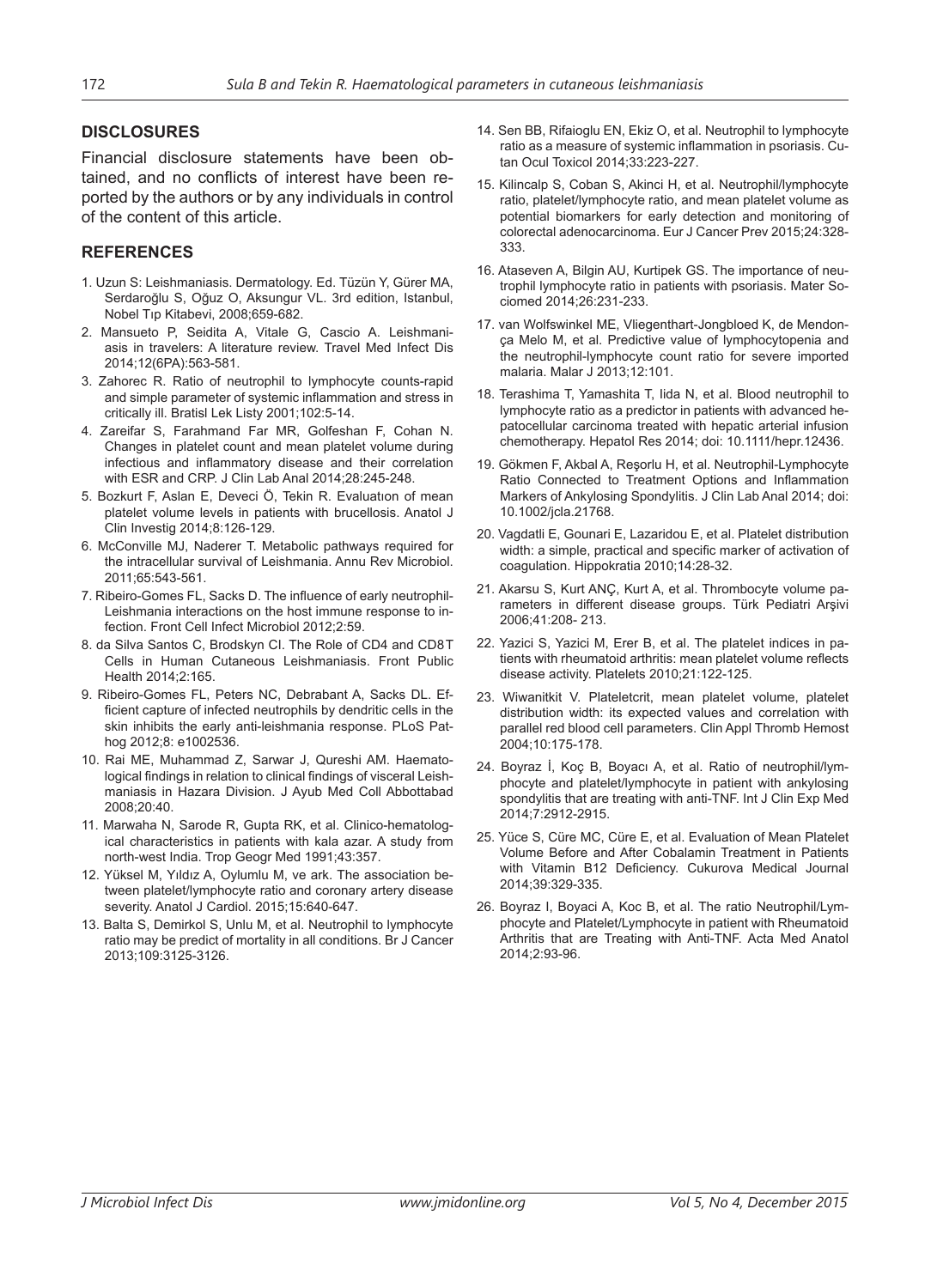## DISCLOSURES

Financial disclosure statements have been obtained, and no conflicts of interest have been reported by the authors or by any individuals in control of the content of this article.

## REFERENCES

1. Uzun S: Leishmaniasis. Dermatology. Ed. Tüzün Y, Gürer MA, Serdaroğlu S, Oğuz O, Aksungur VL. 3rd edition, Istanbul, Nobel Tıp Kitabevi, 2008;659-682.
2. Mansueto P, Seidita A, Vitale G, Cascio A. Leishmaniasis in travelers: A literature review. Travel Med Infect Dis 2014;12(6PA):563-581.
3. Zahorec R. Ratio of neutrophil to lymphocyte counts-rapid and simple parameter of systemic inflammation and stress in critically ill. Bratisl Lek Listy 2001;102:5-14.
4. Zareifar S, Farahmand Far MR, Golfeshan F, Cohan N. Changes in platelet count and mean platelet volume during infectious and inflammatory disease and their correlation with ESR and CRP. J Clin Lab Anal 2014;28:245-248.
5. Bozkurt F, Aslan E, Deveci Ö, Tekin R. Evaluatıon of mean platelet volume levels in patients with brucellosis. Anatol J Clin Investig 2014;8:126-129.
6. McConville MJ, Naderer T. Metabolic pathways required for the intracellular survival of Leishmania. Annu Rev Microbiol. 2011;65:543-561.
7. Ribeiro-Gomes FL, Sacks D. The influence of early neutrophil-Leishmania interactions on the host immune response to infection. Front Cell Infect Microbiol 2012;2:59.
8. da Silva Santos C, Brodskyn CI. The Role of CD4 and CD8T Cells in Human Cutaneous Leishmaniasis. Front Public Health 2014;2:165.
9. Ribeiro-Gomes FL, Peters NC, Debrabant A, Sacks DL. Efficient capture of infected neutrophils by dendritic cells in the skin inhibits the early anti-leishmania response. PLoS Pathog 2012;8: e1002536.
10. Rai ME, Muhammad Z, Sarwar J, Qureshi AM. Haematological findings in relation to clinical findings of visceral Leishmaniasis in Hazara Division. J Ayub Med Coll Abbottabad 2008;20:40.
11. Marwaha N, Sarode R, Gupta RK, et al. Clinico-hematological characteristics in patients with kala azar. A study from north-west India. Trop Geogr Med 1991;43:357.
12. Yüksel M, Yıldız A, Oylumlu M, ve ark. The association between platelet/lymphocyte ratio and coronary artery disease severity. Anatol J Cardiol. 2015;15:640-647.
13. Balta S, Demirkol S, Unlu M, et al. Neutrophil to lymphocyte ratio may be predict of mortality in all conditions. Br J Cancer 2013;109:3125-3126.
14. Sen BB, Rifaioglu EN, Ekiz O, et al. Neutrophil to lymphocyte ratio as a measure of systemic inflammation in psoriasis. Cutan Ocul Toxicol 2014;33:223-227.
15. Kilincalp S, Coban S, Akinci H, et al. Neutrophil/lymphocyte ratio, platelet/lymphocyte ratio, and mean platelet volume as potential biomarkers for early detection and monitoring of colorectal adenocarcinoma. Eur J Cancer Prev 2015;24:328-333.
16. Ataseven A, Bilgin AU, Kurtipek GS. The importance of neutrophil lymphocyte ratio in patients with psoriasis. Mater Sociomed 2014;26:231-233.
17. van Wolfswinkel ME, Vliegenthart-Jongbloed K, de Mendonça Melo M, et al. Predictive value of lymphocytopenia and the neutrophil-lymphocyte count ratio for severe imported malaria. Malar J 2013;12:101.
18. Terashima T, Yamashita T, Iida N, et al. Blood neutrophil to lymphocyte ratio as a predictor in patients with advanced hepatocellular carcinoma treated with hepatic arterial infusion chemotherapy. Hepatol Res 2014; doi: 10.1111/hepr.12436.
19. Gökmen F, Akbal A, Reşorlu H, et al. Neutrophil-Lymphocyte Ratio Connected to Treatment Options and Inflammation Markers of Ankylosing Spondylitis. J Clin Lab Anal 2014; doi: 10.1002/jcla.21768.
20. Vagdatli E, Gounari E, Lazaridou E, et al. Platelet distribution width: a simple, practical and specific marker of activation of coagulation. Hippokratia 2010;14:28-32.
21. Akarsu S, Kurt ANÇ, Kurt A, et al. Thrombocyte volume parameters in different disease groups. Türk Pediatri Arşivi 2006;41:208- 213.
22. Yazici S, Yazici M, Erer B, et al. The platelet indices in patients with rheumatoid arthritis: mean platelet volume reflects disease activity. Platelets 2010;21:122-125.
23. Wiwanitkit V. Plateletcrit, mean platelet volume, platelet distribution width: its expected values and correlation with parallel red blood cell parameters. Clin Appl Thromb Hemost 2004;10:175-178.
24. Boyraz İ, Koç B, Boyacı A, et al. Ratio of neutrophil/lymphocyte and platelet/lymphocyte in patient with ankylosing spondylitis that are treating with anti-TNF. Int J Clin Exp Med 2014;7:2912-2915.
25. Yüce S, Cüre MC, Cüre E, et al. Evaluation of Mean Platelet Volume Before and After Cobalamin Treatment in Patients with Vitamin B12 Deficiency. Cukurova Medical Journal 2014;39:329-335.
26. Boyraz I, Boyaci A, Koc B, et al. The ratio Neutrophil/Lymphocyte and Platelet/Lymphocyte in patient with Rheumatoid Arthritis that are Treating with Anti-TNF. Acta Med Anatol 2014;2:93-96.